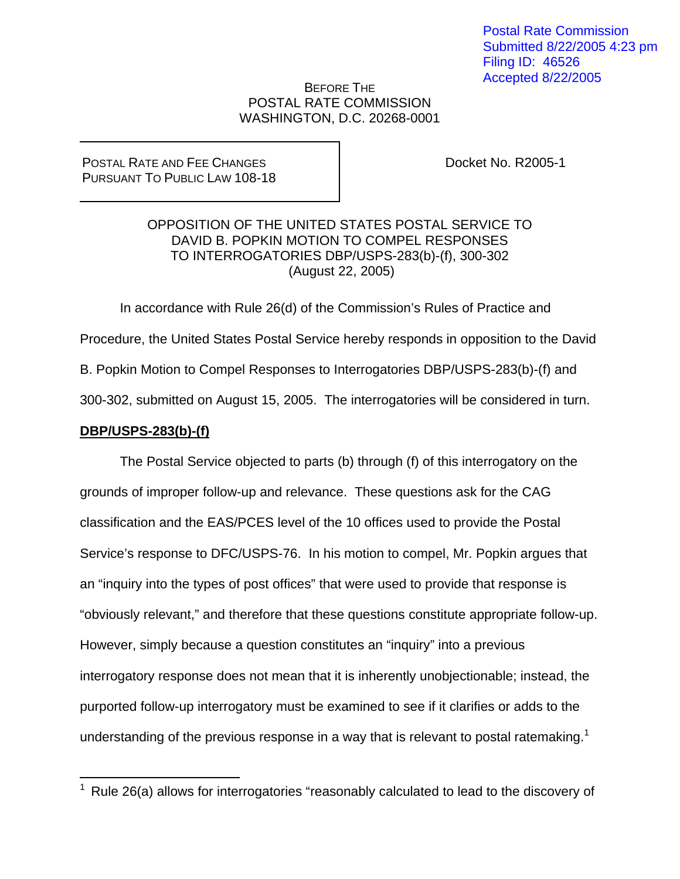Postal Rate Commission
Submitted 8/22/2005 4:23 pm
Filing ID: 46526
Accepted 8/22/2005

BEFORE THE
POSTAL RATE COMMISSION
WASHINGTON, D.C. 20268-0001

| POSTAL RATE AND FEE CHANGES PURSUANT TO PUBLIC LAW 108-18 | Docket No. R2005-1 |
|---|---|

OPPOSITION OF THE UNITED STATES POSTAL SERVICE TO
DAVID B. POPKIN MOTION TO COMPEL RESPONSES
TO INTERROGATORIES DBP/USPS-283(b)-(f), 300-302
(August 22, 2005)

In accordance with Rule 26(d) of the Commission's Rules of Practice and Procedure, the United States Postal Service hereby responds in opposition to the David B. Popkin Motion to Compel Responses to Interrogatories DBP/USPS-283(b)-(f) and 300-302, submitted on August 15, 2005. The interrogatories will be considered in turn.

**DBP/USPS-283(b)-(f)**

The Postal Service objected to parts (b) through (f) of this interrogatory on the grounds of improper follow-up and relevance. These questions ask for the CAG classification and the EAS/PCES level of the 10 offices used to provide the Postal Service's response to DFC/USPS-76. In his motion to compel, Mr. Popkin argues that an "inquiry into the types of post offices" that were used to provide that response is "obviously relevant," and therefore that these questions constitute appropriate follow-up. However, simply because a question constitutes an "inquiry" into a previous interrogatory response does not mean that it is inherently unobjectionable; instead, the purported follow-up interrogatory must be examined to see if it clarifies or adds to the understanding of the previous response in a way that is relevant to postal ratemaking.[1]

[1] Rule 26(a) allows for interrogatories "reasonably calculated to lead to the discovery of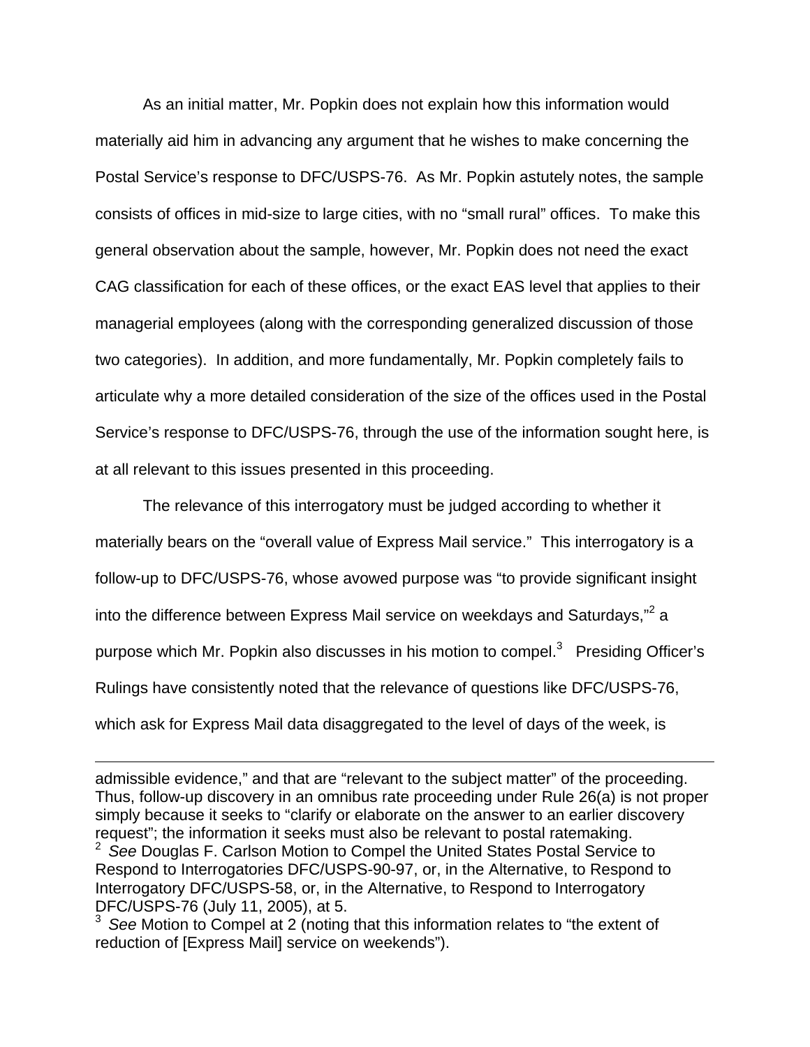As an initial matter, Mr. Popkin does not explain how this information would materially aid him in advancing any argument that he wishes to make concerning the Postal Service's response to DFC/USPS-76. As Mr. Popkin astutely notes, the sample consists of offices in mid-size to large cities, with no "small rural" offices. To make this general observation about the sample, however, Mr. Popkin does not need the exact CAG classification for each of these offices, or the exact EAS level that applies to their managerial employees (along with the corresponding generalized discussion of those two categories). In addition, and more fundamentally, Mr. Popkin completely fails to articulate why a more detailed consideration of the size of the offices used in the Postal Service's response to DFC/USPS-76, through the use of the information sought here, is at all relevant to this issues presented in this proceeding.

The relevance of this interrogatory must be judged according to whether it materially bears on the "overall value of Express Mail service." This interrogatory is a follow-up to DFC/USPS-76, whose avowed purpose was "to provide significant insight into the difference between Express Mail service on weekdays and Saturdays,"[2] a purpose which Mr. Popkin also discusses in his motion to compel.[3] Presiding Officer's Rulings have consistently noted that the relevance of questions like DFC/USPS-76, which ask for Express Mail data disaggregated to the level of days of the week, is

---

admissible evidence," and that are "relevant to the subject matter" of the proceeding. Thus, follow-up discovery in an omnibus rate proceeding under Rule 26(a) is not proper simply because it seeks to "clarify or elaborate on the answer to an earlier discovery request"; the information it seeks must also be relevant to postal ratemaking.

[2] *See* Douglas F. Carlson Motion to Compel the United States Postal Service to Respond to Interrogatories DFC/USPS-90-97, or, in the Alternative, to Respond to Interrogatory DFC/USPS-58, or, in the Alternative, to Respond to Interrogatory DFC/USPS-76 (July 11, 2005), at 5.

[3] *See* Motion to Compel at 2 (noting that this information relates to "the extent of reduction of [Express Mail] service on weekends").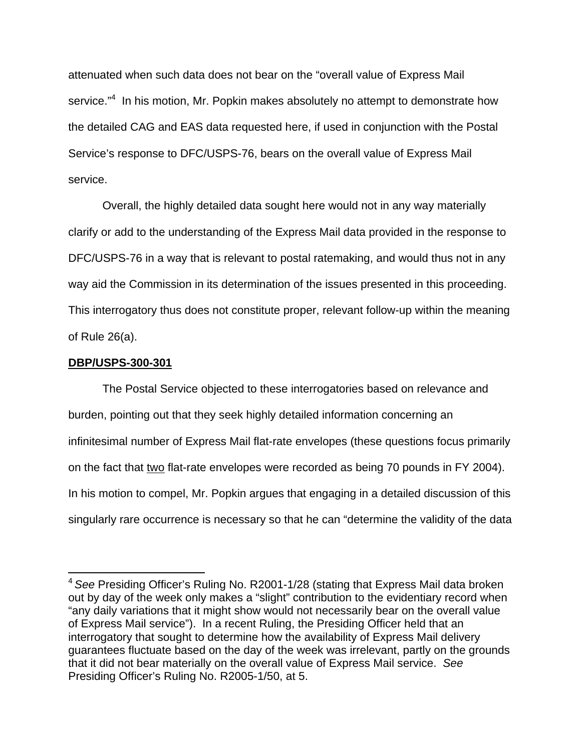attenuated when such data does not bear on the "overall value of Express Mail service."[4] In his motion, Mr. Popkin makes absolutely no attempt to demonstrate how the detailed CAG and EAS data requested here, if used in conjunction with the Postal Service's response to DFC/USPS-76, bears on the overall value of Express Mail service.

Overall, the highly detailed data sought here would not in any way materially clarify or add to the understanding of the Express Mail data provided in the response to DFC/USPS-76 in a way that is relevant to postal ratemaking, and would thus not in any way aid the Commission in its determination of the issues presented in this proceeding. This interrogatory thus does not constitute proper, relevant follow-up within the meaning of Rule 26(a).

**DBP/USPS-300-301**

The Postal Service objected to these interrogatories based on relevance and burden, pointing out that they seek highly detailed information concerning an infinitesimal number of Express Mail flat-rate envelopes (these questions focus primarily on the fact that two flat-rate envelopes were recorded as being 70 pounds in FY 2004). In his motion to compel, Mr. Popkin argues that engaging in a detailed discussion of this singularly rare occurrence is necessary so that he can "determine the validity of the data

---

[4] *See* Presiding Officer's Ruling No. R2001-1/28 (stating that Express Mail data broken out by day of the week only makes a "slight" contribution to the evidentiary record when "any daily variations that it might show would not necessarily bear on the overall value of Express Mail service"). In a recent Ruling, the Presiding Officer held that an interrogatory that sought to determine how the availability of Express Mail delivery guarantees fluctuate based on the day of the week was irrelevant, partly on the grounds that it did not bear materially on the overall value of Express Mail service. *See* Presiding Officer's Ruling No. R2005-1/50, at 5.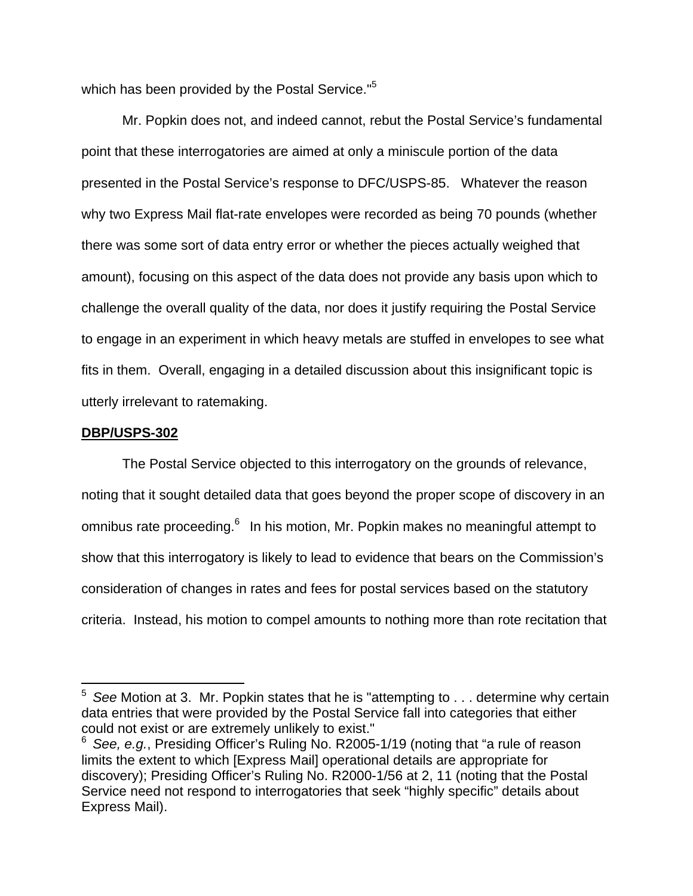which has been provided by the Postal Service."[5]

Mr. Popkin does not, and indeed cannot, rebut the Postal Service's fundamental point that these interrogatories are aimed at only a miniscule portion of the data presented in the Postal Service's response to DFC/USPS-85. Whatever the reason why two Express Mail flat-rate envelopes were recorded as being 70 pounds (whether there was some sort of data entry error or whether the pieces actually weighed that amount), focusing on this aspect of the data does not provide any basis upon which to challenge the overall quality of the data, nor does it justify requiring the Postal Service to engage in an experiment in which heavy metals are stuffed in envelopes to see what fits in them. Overall, engaging in a detailed discussion about this insignificant topic is utterly irrelevant to ratemaking.

**DBP/USPS-302**

The Postal Service objected to this interrogatory on the grounds of relevance, noting that it sought detailed data that goes beyond the proper scope of discovery in an omnibus rate proceeding.[6] In his motion, Mr. Popkin makes no meaningful attempt to show that this interrogatory is likely to lead to evidence that bears on the Commission's consideration of changes in rates and fees for postal services based on the statutory criteria. Instead, his motion to compel amounts to nothing more than rote recitation that

---

[5] *See* Motion at 3. Mr. Popkin states that he is "attempting to . . . determine why certain data entries that were provided by the Postal Service fall into categories that either could not exist or are extremely unlikely to exist."

[6] *See, e.g.*, Presiding Officer's Ruling No. R2005-1/19 (noting that "a rule of reason limits the extent to which [Express Mail] operational details are appropriate for discovery); Presiding Officer's Ruling No. R2000-1/56 at 2, 11 (noting that the Postal Service need not respond to interrogatories that seek "highly specific" details about Express Mail).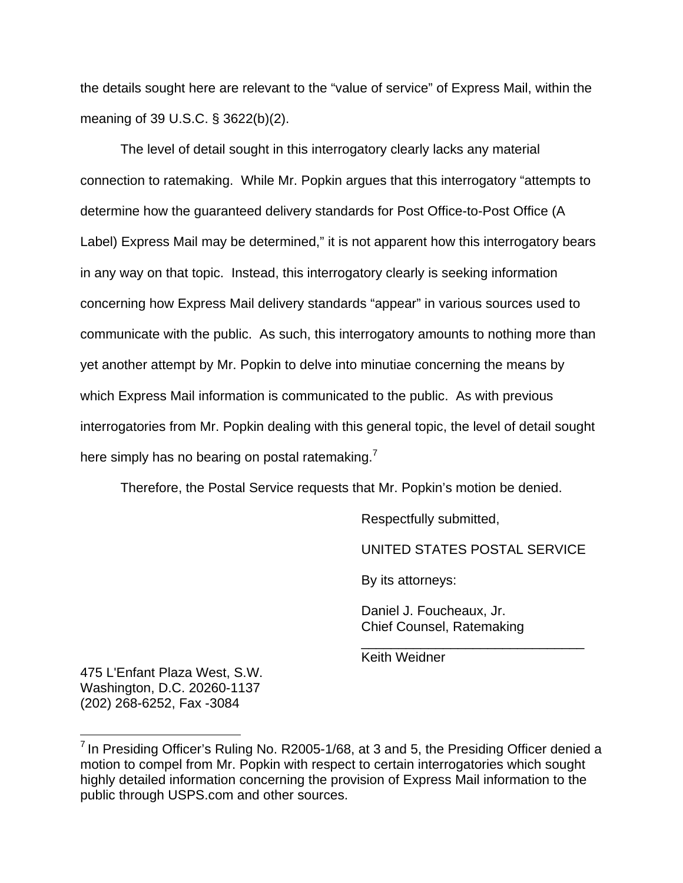the details sought here are relevant to the "value of service" of Express Mail, within the meaning of 39 U.S.C. § 3622(b)(2).

The level of detail sought in this interrogatory clearly lacks any material connection to ratemaking. While Mr. Popkin argues that this interrogatory "attempts to determine how the guaranteed delivery standards for Post Office-to-Post Office (A Label) Express Mail may be determined," it is not apparent how this interrogatory bears in any way on that topic. Instead, this interrogatory clearly is seeking information concerning how Express Mail delivery standards "appear" in various sources used to communicate with the public. As such, this interrogatory amounts to nothing more than yet another attempt by Mr. Popkin to delve into minutiae concerning the means by which Express Mail information is communicated to the public. As with previous interrogatories from Mr. Popkin dealing with this general topic, the level of detail sought here simply has no bearing on postal ratemaking.[7]

Therefore, the Postal Service requests that Mr. Popkin's motion be denied.

Respectfully submitted,

UNITED STATES POSTAL SERVICE

By its attorneys:

Daniel J. Foucheaux, Jr.
Chief Counsel, Ratemaking

_______________________________
Keith Weidner

475 L'Enfant Plaza West, S.W.
Washington, D.C. 20260-1137
(202) 268-6252, Fax -3084

---

[7] In Presiding Officer's Ruling No. R2005-1/68, at 3 and 5, the Presiding Officer denied a motion to compel from Mr. Popkin with respect to certain interrogatories which sought highly detailed information concerning the provision of Express Mail information to the public through USPS.com and other sources.